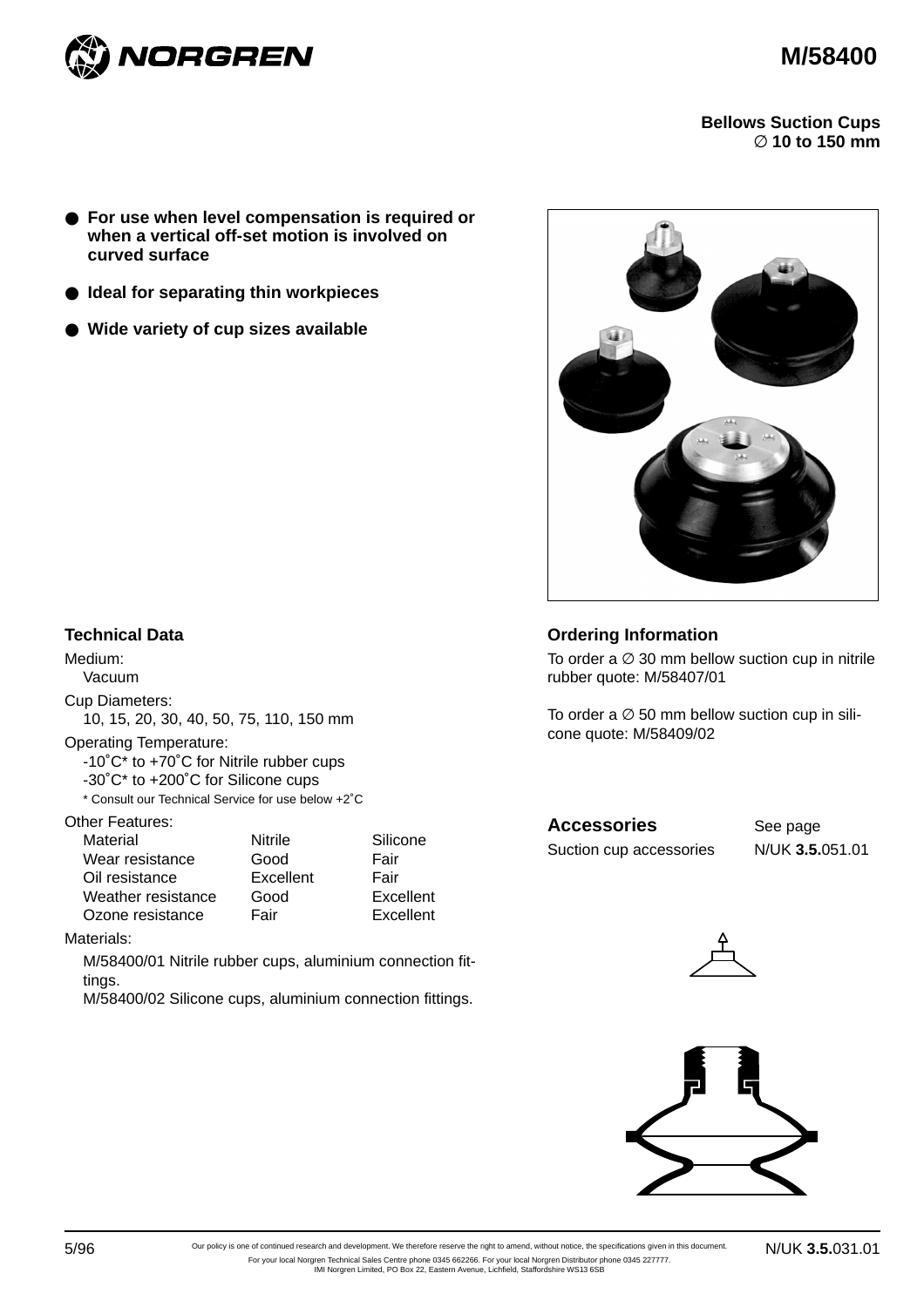# M/58400

**Bellows Suction Cups**
**∅ 10 to 150 mm**

- **For use when level compensation is required or when a vertical off-set motion is involved on curved surface**
- **Ideal for separating thin workpieces**
- **Wide variety of cup sizes available**

## Technical Data

Medium:
Vacuum

Cup Diameters:
10, 15, 20, 30, 40, 50, 75, 110, 150 mm

Operating Temperature:
-10˚C* to +70˚C for Nitrile rubber cups
-30˚C* to +200˚C for Silicone cups
\* Consult our Technical Service for use below +2˚C

Other Features:

| Material | Nitrile | Silicone |
|---|---|---|
| Wear resistance | Good | Fair |
| Oil resistance | Excellent | Fair |
| Weather resistance | Good | Excellent |
| Ozone resistance | Fair | Excellent |

Materials:

M/58400/01 Nitrile rubber cups, aluminium connection fittings.
M/58400/02 Silicone cups, aluminium connection fittings.

## Ordering Information

To order a ∅ 30 mm bellow suction cup in nitrile rubber quote: M/58407/01

To order a ∅ 50 mm bellow suction cup in silicone quote: M/58409/02

## Accessories

| | See page |
|---|---|
| Suction cup accessories | N/UK **3.5.**051.01 |

5/96

Our policy is one of continued research and development. We therefore reserve the right to amend, without notice, the specifications given in this document.
For your local Norgren Technical Sales Centre phone 0345 662266. For your local Norgren Distributor phone 0345 227777.
IMI Norgren Limited, PO Box 22, Eastern Avenue, Lichfield, Staffordshire WS13 6SB

N/UK **3.5.**031.01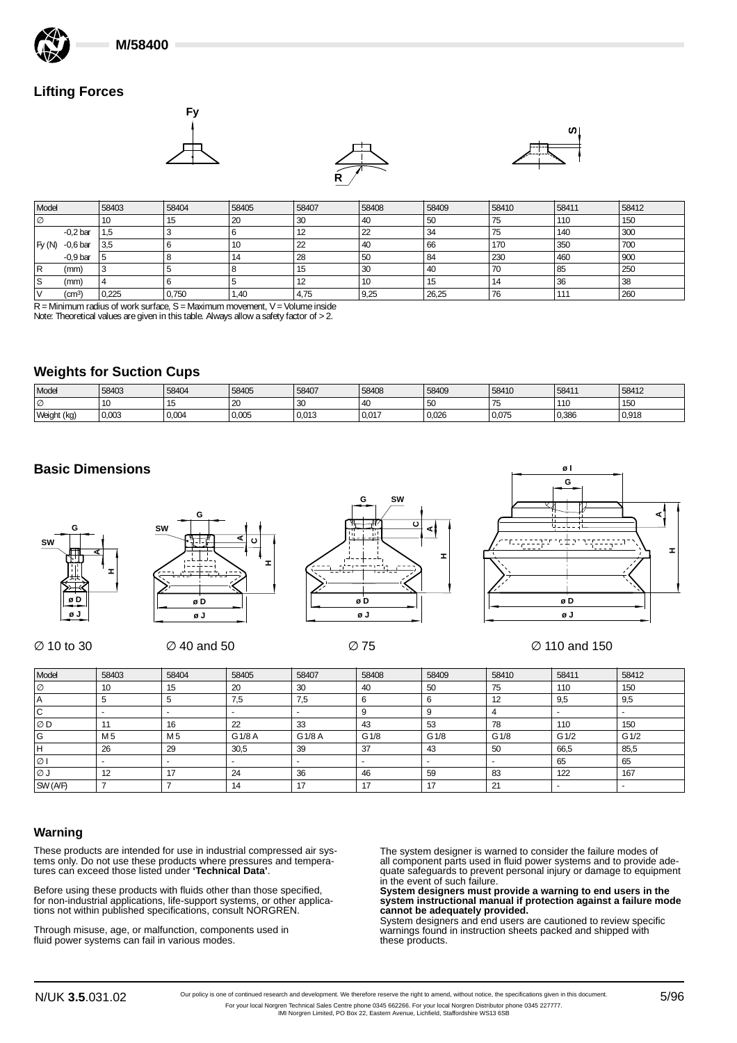## Lifting Forces

Fy

R

S

| Model | | 58403 | 58404 | 58405 | 58407 | 58408 | 58409 | 58410 | 58411 | 58412 |
|---|---|---|---|---|---|---|---|---|---|---|
| ∅ | | 10 | 15 | 20 | 30 | 40 | 50 | 75 | 110 | 150 |
| | -0,2 bar | 1,5 | 3 | 6 | 12 | 22 | 34 | 75 | 140 | 300 |
| Fy (N) | -0,6 bar | 3,5 | 6 | 10 | 22 | 40 | 66 | 170 | 350 | 700 |
| | -0,9 bar | 5 | 8 | 14 | 28 | 50 | 84 | 230 | 460 | 900 |
| R | (mm) | 3 | 5 | 8 | 15 | 30 | 40 | 70 | 85 | 250 |
| S | (mm) | 4 | 6 | 5 | 12 | 10 | 15 | 14 | 36 | 38 |
| V | (cm³) | 0,225 | 0,750 | 1,40 | 4,75 | 9,25 | 26,25 | 76 | 111 | 260 |

R = Minimum radius of work surface, S = Maximum movement, V = Volume inside
Note: Theoretical values are given in this table. Always allow a safety factor of > 2.

## Weights for Suction Cups

| Model | 58403 | 58404 | 58405 | 58407 | 58408 | 58409 | 58410 | 58411 | 58412 |
|---|---|---|---|---|---|---|---|---|---|
| ∅ | 10 | 15 | 20 | 30 | 40 | 50 | 75 | 110 | 150 |
| Weight (kg) | 0,003 | 0,004 | 0,005 | 0,013 | 0,017 | 0,026 | 0,075 | 0,386 | 0,918 |

## Basic Dimensions

∅ 10 to 30

∅ 40 and 50

∅ 75

∅ 110 and 150

| Model | 58403 | 58404 | 58405 | 58407 | 58408 | 58409 | 58410 | 58411 | 58412 |
|---|---|---|---|---|---|---|---|---|---|
| ∅ | 10 | 15 | 20 | 30 | 40 | 50 | 75 | 110 | 150 |
| A | 5 | 5 | 7,5 | 7,5 | 6 | 6 | 12 | 9,5 | 9,5 |
| C | - | - | - | - | 9 | 9 | 4 | - | - |
| ∅ D | 11 | 16 | 22 | 33 | 43 | 53 | 78 | 110 | 150 |
| G | M 5 | M 5 | G1/8 A | G1/8 A | G1/8 | G1/8 | G1/8 | G1/2 | G1/2 |
| H | 26 | 29 | 30,5 | 39 | 37 | 43 | 50 | 66,5 | 85,5 |
| ∅ I | - | - | - | - | - | - | - | 65 | 65 |
| ∅ J | 12 | 17 | 24 | 36 | 46 | 59 | 83 | 122 | 167 |
| SW (A/F) | 7 | 7 | 14 | 17 | 17 | 17 | 21 | - | - |

## Warning

These products are intended for use in industrial compressed air systems only. Do not use these products where pressures and temperatures can exceed those listed under **'Technical Data'**.

Before using these products with fluids other than those specified, for non-industrial applications, life-support systems, or other applications not within published specifications, consult NORGREN.

Through misuse, age, or malfunction, components used in fluid power systems can fail in various modes.

The system designer is warned to consider the failure modes of all component parts used in fluid power systems and to provide adequate safeguards to prevent personal injury or damage to equipment in the event of such failure.
**System designers must provide a warning to end users in the system instructional manual if protection against a failure mode cannot be adequately provided.**
System designers and end users are cautioned to review specific warnings found in instruction sheets packed and shipped with these products.

N/UK **3.5**.031.02

Our policy is one of continued research and development. We therefore reserve the right to amend, without notice, the specifications given in this document.
For your local Norgren Technical Sales Centre phone 0345 662266. For your local Norgren Distributor phone 0345 227777.
IMI Norgren Limited, PO Box 22, Eastern Avenue, Lichfield, Staffordshire WS13 6SB

5/96